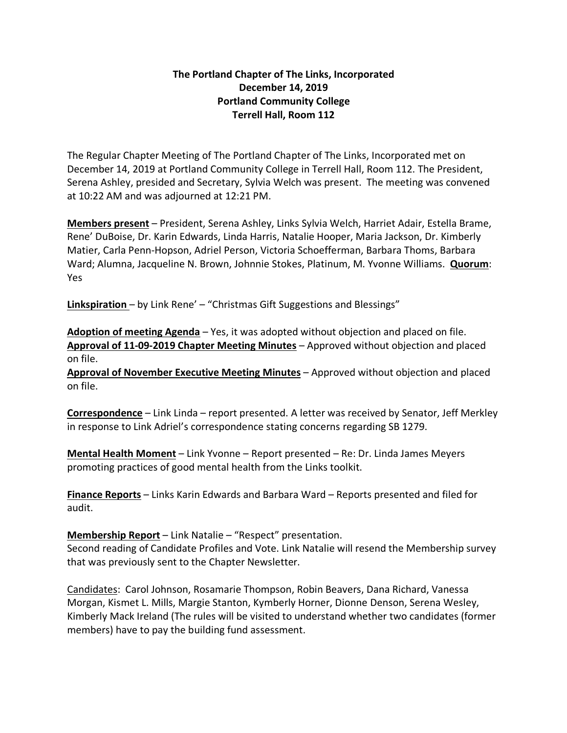**The Portland Chapter of The Links, Incorporated**
**December 14, 2019**
**Portland Community College**
**Terrell Hall, Room 112**

The Regular Chapter Meeting of The Portland Chapter of The Links, Incorporated met on December 14, 2019 at Portland Community College in Terrell Hall, Room 112. The President, Serena Ashley, presided and Secretary, Sylvia Welch was present. The meeting was convened at 10:22 AM and was adjourned at 12:21 PM.

**Members present** – President, Serena Ashley, Links Sylvia Welch, Harriet Adair, Estella Brame, Rene' DuBoise, Dr. Karin Edwards, Linda Harris, Natalie Hooper, Maria Jackson, Dr. Kimberly Matier, Carla Penn-Hopson, Adriel Person, Victoria Schoefferman, Barbara Thoms, Barbara Ward; Alumna, Jacqueline N. Brown, Johnnie Stokes, Platinum, M. Yvonne Williams. **Quorum**: Yes

**Linkspiration** – by Link Rene' – "Christmas Gift Suggestions and Blessings"

**Adoption of meeting Agenda** – Yes, it was adopted without objection and placed on file.
**Approval of 11-09-2019 Chapter Meeting Minutes** – Approved without objection and placed on file.
**Approval of November Executive Meeting Minutes** – Approved without objection and placed on file.

**Correspondence** – Link Linda – report presented. A letter was received by Senator, Jeff Merkley in response to Link Adriel's correspondence stating concerns regarding SB 1279.

**Mental Health Moment** – Link Yvonne – Report presented – Re: Dr. Linda James Meyers promoting practices of good mental health from the Links toolkit.

**Finance Reports** – Links Karin Edwards and Barbara Ward – Reports presented and filed for audit.

**Membership Report** – Link Natalie – "Respect" presentation.
Second reading of Candidate Profiles and Vote. Link Natalie will resend the Membership survey that was previously sent to the Chapter Newsletter.

Candidates: Carol Johnson, Rosamarie Thompson, Robin Beavers, Dana Richard, Vanessa Morgan, Kismet L. Mills, Margie Stanton, Kymberly Horner, Dionne Denson, Serena Wesley, Kimberly Mack Ireland (The rules will be visited to understand whether two candidates (former members) have to pay the building fund assessment.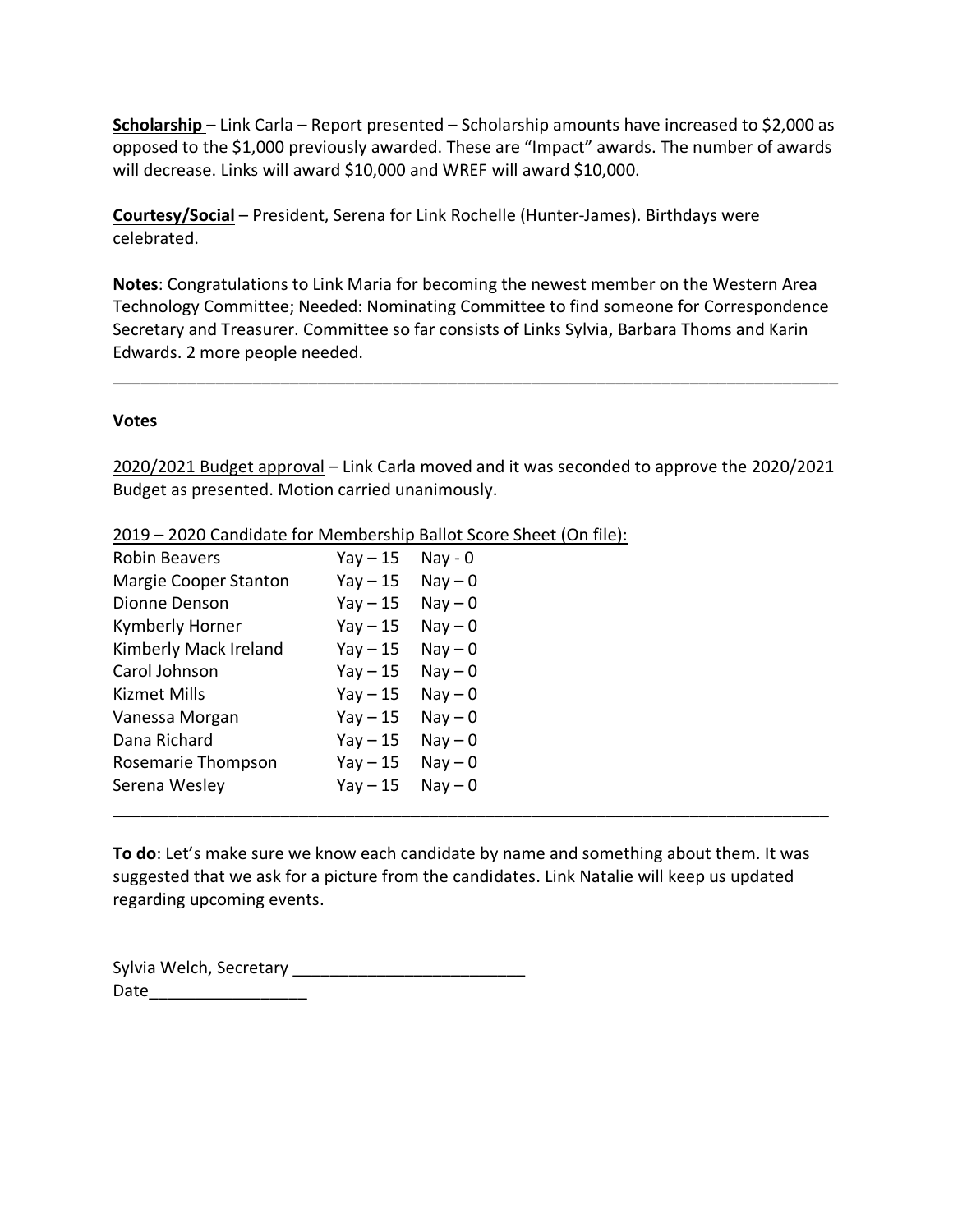**Scholarship** – Link Carla – Report presented – Scholarship amounts have increased to $2,000 as opposed to the $1,000 previously awarded. These are "Impact" awards. The number of awards will decrease. Links will award $10,000 and WREF will award $10,000.

**Courtesy/Social** – President, Serena for Link Rochelle (Hunter-James). Birthdays were celebrated.

**Notes**: Congratulations to Link Maria for becoming the newest member on the Western Area Technology Committee; Needed: Nominating Committee to find someone for Correspondence Secretary and Treasurer. Committee so far consists of Links Sylvia, Barbara Thoms and Karin Edwards. 2 more people needed.

---

**Votes**

2020/2021 Budget approval – Link Carla moved and it was seconded to approve the 2020/2021 Budget as presented. Motion carried unanimously.

2019 – 2020 Candidate for Membership Ballot Score Sheet (On file):

| | | |
|---|---|---|
| Robin Beavers | Yay – 15 | Nay - 0 |
| Margie Cooper Stanton | Yay – 15 | Nay – 0 |
| Dionne Denson | Yay – 15 | Nay – 0 |
| Kymberly Horner | Yay – 15 | Nay – 0 |
| Kimberly Mack Ireland | Yay – 15 | Nay – 0 |
| Carol Johnson | Yay – 15 | Nay – 0 |
| Kizmet Mills | Yay – 15 | Nay – 0 |
| Vanessa Morgan | Yay – 15 | Nay – 0 |
| Dana Richard | Yay – 15 | Nay – 0 |
| Rosemarie Thompson | Yay – 15 | Nay – 0 |
| Serena Wesley | Yay – 15 | Nay – 0 |

---

**To do**: Let's make sure we know each candidate by name and something about them. It was suggested that we ask for a picture from the candidates. Link Natalie will keep us updated regarding upcoming events.

Sylvia Welch, Secretary ________________________

Date________________